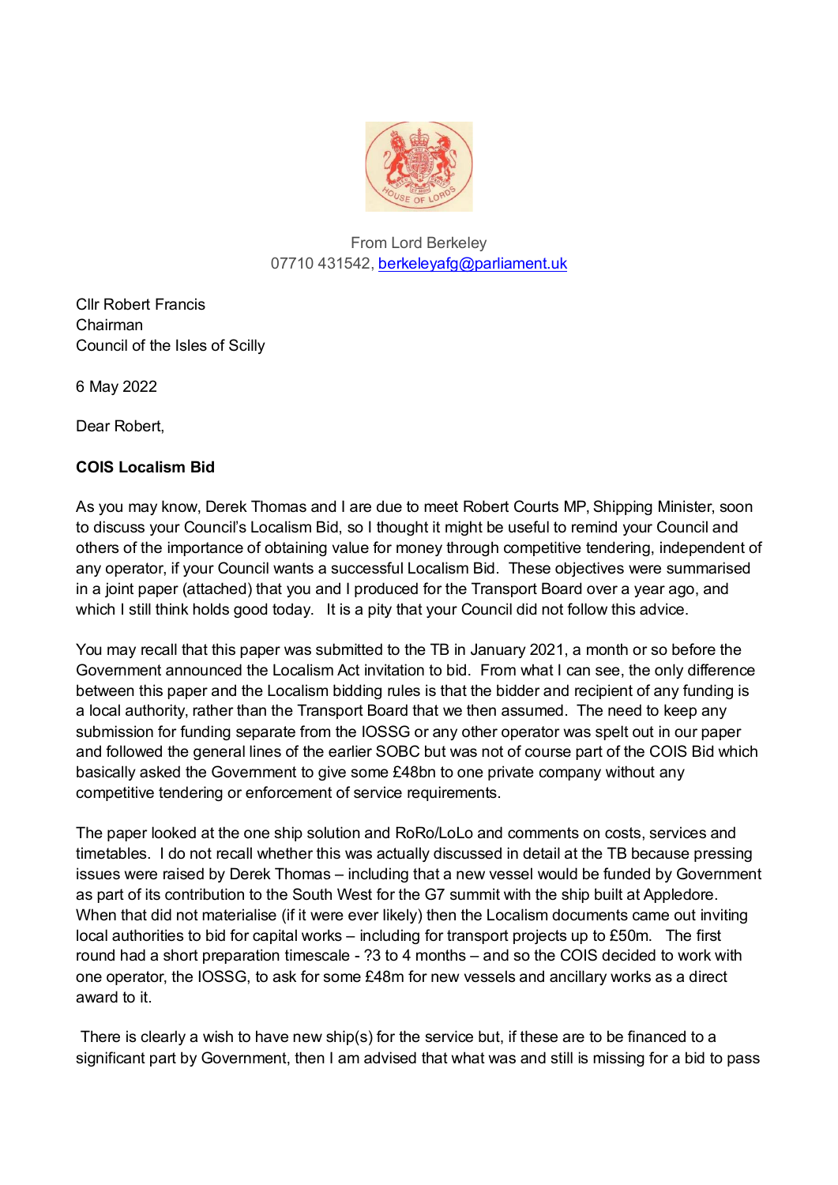From Lord Berkeley
07710 431542, berkeleyafg@parliament.uk

Cllr Robert Francis
Chairman
Council of the Isles of Scilly

6 May 2022

Dear Robert,

**COIS Localism Bid**

As you may know, Derek Thomas and I are due to meet Robert Courts MP, Shipping Minister, soon to discuss your Council's Localism Bid, so I thought it might be useful to remind your Council and others of the importance of obtaining value for money through competitive tendering, independent of any operator, if your Council wants a successful Localism Bid. These objectives were summarised in a joint paper (attached) that you and I produced for the Transport Board over a year ago, and which I still think holds good today. It is a pity that your Council did not follow this advice.

You may recall that this paper was submitted to the TB in January 2021, a month or so before the Government announced the Localism Act invitation to bid. From what I can see, the only difference between this paper and the Localism bidding rules is that the bidder and recipient of any funding is a local authority, rather than the Transport Board that we then assumed. The need to keep any submission for funding separate from the IOSSG or any other operator was spelt out in our paper and followed the general lines of the earlier SOBC but was not of course part of the COIS Bid which basically asked the Government to give some £48bn to one private company without any competitive tendering or enforcement of service requirements.

The paper looked at the one ship solution and RoRo/LoLo and comments on costs, services and timetables. I do not recall whether this was actually discussed in detail at the TB because pressing issues were raised by Derek Thomas – including that a new vessel would be funded by Government as part of its contribution to the South West for the G7 summit with the ship built at Appledore. When that did not materialise (if it were ever likely) then the Localism documents came out inviting local authorities to bid for capital works – including for transport projects up to £50m. The first round had a short preparation timescale - ?3 to 4 months – and so the COIS decided to work with one operator, the IOSSG, to ask for some £48m for new vessels and ancillary works as a direct award to it.

There is clearly a wish to have new ship(s) for the service but, if these are to be financed to a significant part by Government, then I am advised that what was and still is missing for a bid to pass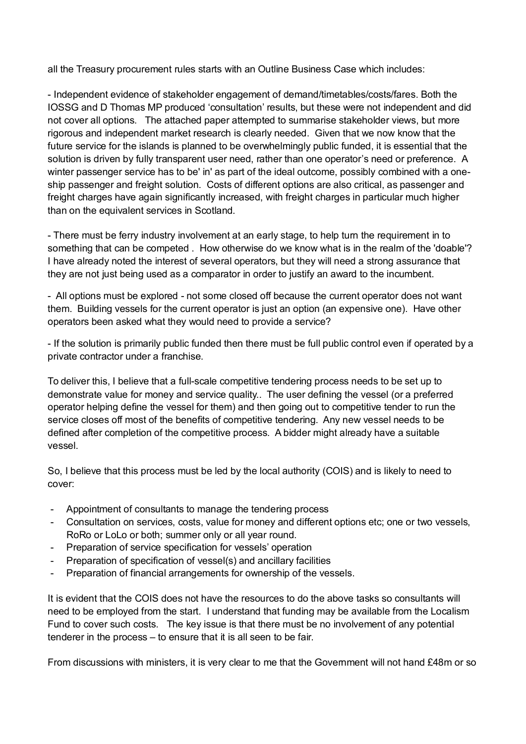all the Treasury procurement rules starts with an Outline Business Case which includes:

- Independent evidence of stakeholder engagement of demand/timetables/costs/fares. Both the IOSSG and D Thomas MP produced 'consultation' results, but these were not independent and did not cover all options. The attached paper attempted to summarise stakeholder views, but more rigorous and independent market research is clearly needed. Given that we now know that the future service for the islands is planned to be overwhelmingly public funded, it is essential that the solution is driven by fully transparent user need, rather than one operator's need or preference. A winter passenger service has to be' in' as part of the ideal outcome, possibly combined with a one-ship passenger and freight solution. Costs of different options are also critical, as passenger and freight charges have again significantly increased, with freight charges in particular much higher than on the equivalent services in Scotland.

- There must be ferry industry involvement at an early stage, to help turn the requirement in to something that can be competed . How otherwise do we know what is in the realm of the 'doable'? I have already noted the interest of several operators, but they will need a strong assurance that they are not just being used as a comparator in order to justify an award to the incumbent.

- All options must be explored - not some closed off because the current operator does not want them. Building vessels for the current operator is just an option (an expensive one). Have other operators been asked what they would need to provide a service?

- If the solution is primarily public funded then there must be full public control even if operated by a private contractor under a franchise.

To deliver this, I believe that a full-scale competitive tendering process needs to be set up to demonstrate value for money and service quality.. The user defining the vessel (or a preferred operator helping define the vessel for them) and then going out to competitive tender to run the service closes off most of the benefits of competitive tendering. Any new vessel needs to be defined after completion of the competitive process. A bidder might already have a suitable vessel.

So, I believe that this process must be led by the local authority (COIS) and is likely to need to cover:

- Appointment of consultants to manage the tendering process
- Consultation on services, costs, value for money and different options etc; one or two vessels, RoRo or LoLo or both; summer only or all year round.
- Preparation of service specification for vessels' operation
- Preparation of specification of vessel(s) and ancillary facilities
- Preparation of financial arrangements for ownership of the vessels.

It is evident that the COIS does not have the resources to do the above tasks so consultants will need to be employed from the start. I understand that funding may be available from the Localism Fund to cover such costs. The key issue is that there must be no involvement of any potential tenderer in the process – to ensure that it is all seen to be fair.

From discussions with ministers, it is very clear to me that the Government will not hand £48m or so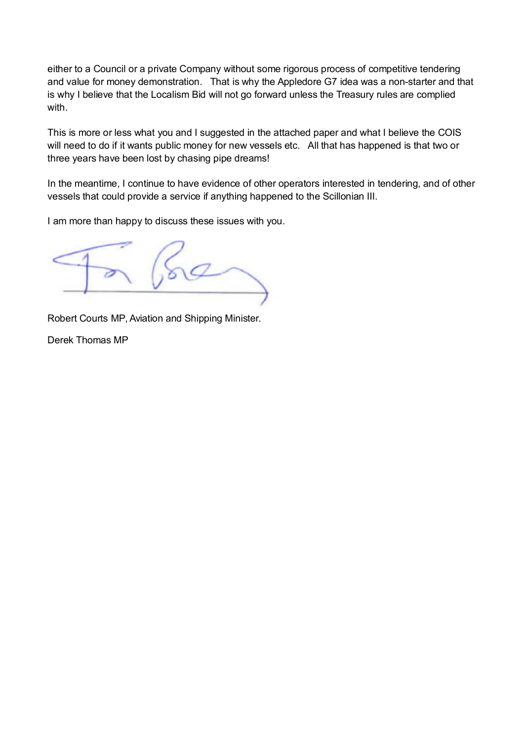either to a Council or a private Company without some rigorous process of competitive tendering and value for money demonstration. That is why the Appledore G7 idea was a non-starter and that is why I believe that the Localism Bid will not go forward unless the Treasury rules are complied with.

This is more or less what you and I suggested in the attached paper and what I believe the COIS will need to do if it wants public money for new vessels etc. All that has happened is that two or three years have been lost by chasing pipe dreams!

In the meantime, I continue to have evidence of other operators interested in tendering, and of other vessels that could provide a service if anything happened to the Scillonian III.

I am more than happy to discuss these issues with you.

Robert Courts MP, Aviation and Shipping Minister.

Derek Thomas MP